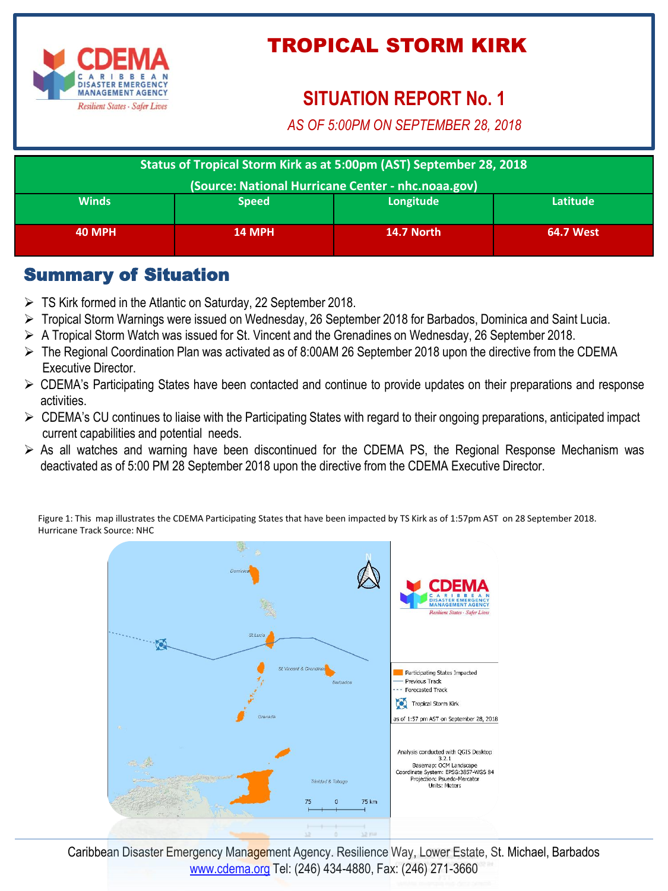# TROPICAL STORM KIRK

## SITUATION REPORT No. 1

*AS OF 5:00PM ON SEPTEMBER 28, 2018*

| Status of Tropical Storm Kirk as at 5:00pm (AST) September 28, 2018 (Source: National Hurricane Center - nhc.noaa.gov) | | | |
|---|---|---|---|
| **Winds** | **Speed** | **Longitude** | **Latitude** |
| **40 MPH** | **14 MPH** | **14.7 North** | **64.7 West** |

## Summary of Situation

- TS Kirk formed in the Atlantic on Saturday, 22 September 2018.
- Tropical Storm Warnings were issued on Wednesday, 26 September 2018 for Barbados, Dominica and Saint Lucia.
- A Tropical Storm Watch was issued for St. Vincent and the Grenadines on Wednesday, 26 September 2018.
- The Regional Coordination Plan was activated as of 8:00AM 26 September 2018 upon the directive from the CDEMA Executive Director.
- CDEMA's Participating States have been contacted and continue to provide updates on their preparations and response activities.
- CDEMA's CU continues to liaise with the Participating States with regard to their ongoing preparations, anticipated impact current capabilities and potential needs.
- As all watches and warning have been discontinued for the CDEMA PS, the Regional Response Mechanism was deactivated as of 5:00 PM 28 September 2018 upon the directive from the CDEMA Executive Director.

Figure 1: This map illustrates the CDEMA Participating States that have been impacted by TS Kirk as of 1:57pm AST on 28 September 2018. Hurricane Track Source: NHC

Dominica
St Lucia
St Vincent & Grenadines
Barbados
Grenada
Trinidad & Tobago
75 0 75 km

Participating States Impacted
Previous Track
Forecasted Track
Tropical Storm Kirk
as of 1:57 pm AST on September 28, 2018

Analysis conducted with QGIS Desktop 3.2.1
Basemap: OCM Landscape
Coordinate System: EPSG:3857-WGS 84
Projection: Psuedo-Mercator
Units: Meters

Caribbean Disaster Emergency Management Agency. Resilience Way, Lower Estate, St. Michael, Barbados
www.cdema.org Tel: (246) 434-4880, Fax: (246) 271-3660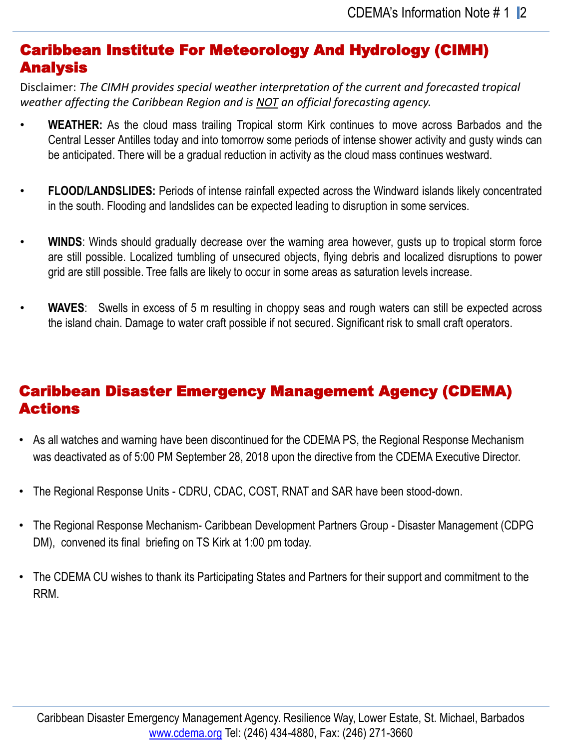## Caribbean Institute For Meteorology And Hydrology (CIMH) Analysis

Disclaimer: *The CIMH provides special weather interpretation of the current and forecasted tropical weather affecting the Caribbean Region and is NOT an official forecasting agency.*

- **WEATHER:** As the cloud mass trailing Tropical storm Kirk continues to move across Barbados and the Central Lesser Antilles today and into tomorrow some periods of intense shower activity and gusty winds can be anticipated. There will be a gradual reduction in activity as the cloud mass continues westward.

- **FLOOD/LANDSLIDES:** Periods of intense rainfall expected across the Windward islands likely concentrated in the south. Flooding and landslides can be expected leading to disruption in some services.

- **WINDS**: Winds should gradually decrease over the warning area however, gusts up to tropical storm force are still possible. Localized tumbling of unsecured objects, flying debris and localized disruptions to power grid are still possible. Tree falls are likely to occur in some areas as saturation levels increase.

- **WAVES**: Swells in excess of 5 m resulting in choppy seas and rough waters can still be expected across the island chain. Damage to water craft possible if not secured. Significant risk to small craft operators.

## Caribbean Disaster Emergency Management Agency (CDEMA) Actions

- As all watches and warning have been discontinued for the CDEMA PS, the Regional Response Mechanism was deactivated as of 5:00 PM September 28, 2018 upon the directive from the CDEMA Executive Director.

- The Regional Response Units - CDRU, CDAC, COST, RNAT and SAR have been stood-down.

- The Regional Response Mechanism- Caribbean Development Partners Group - Disaster Management (CDPG DM), convened its final briefing on TS Kirk at 1:00 pm today.

- The CDEMA CU wishes to thank its Participating States and Partners for their support and commitment to the RRM.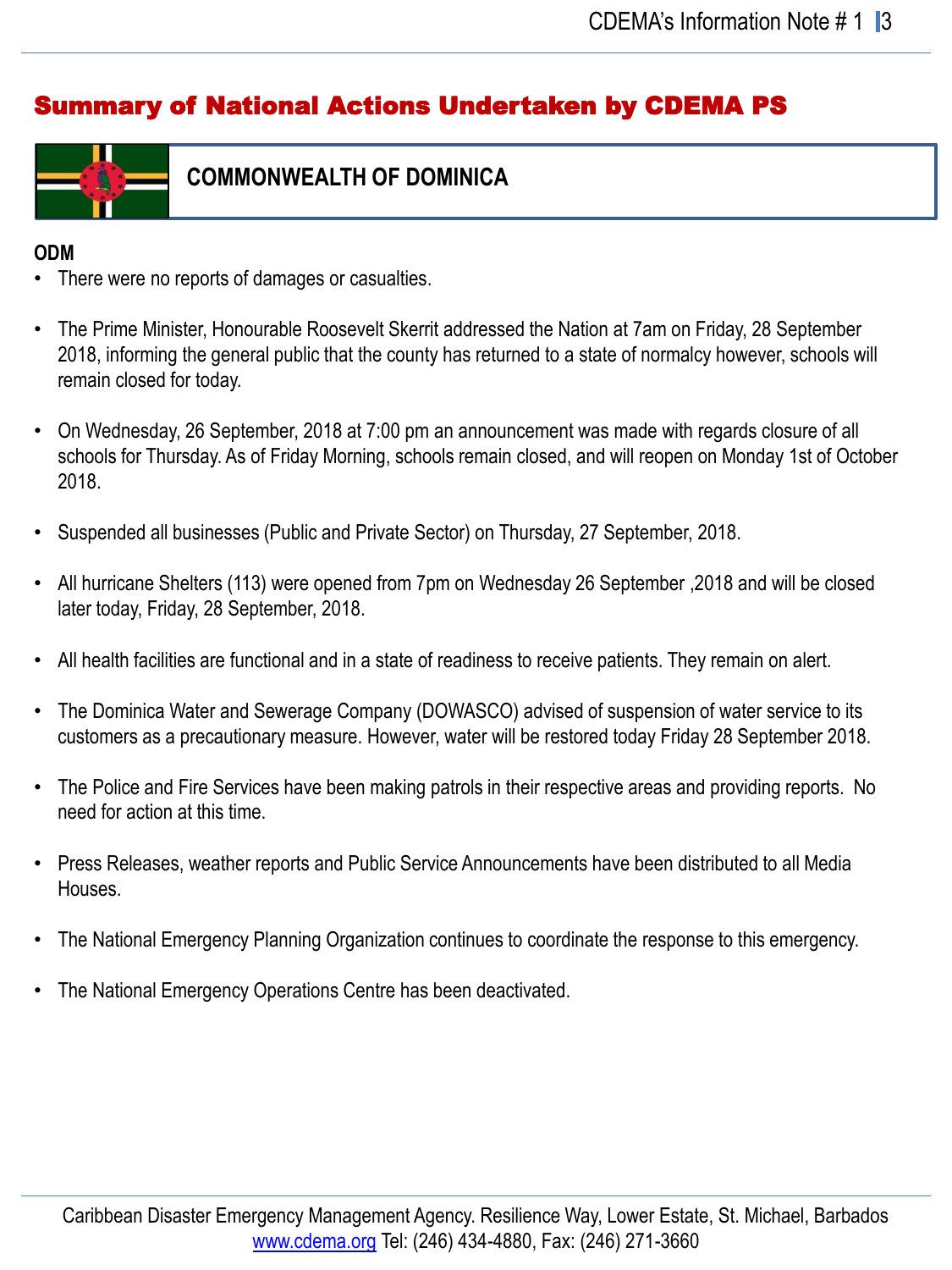## Summary of National Actions Undertaken by CDEMA PS

### COMMONWEALTH OF DOMINICA

**ODM**

- There were no reports of damages or casualties.
- The Prime Minister, Honourable Roosevelt Skerrit addressed the Nation at 7am on Friday, 28 September 2018, informing the general public that the county has returned to a state of normalcy however, schools will remain closed for today.
- On Wednesday, 26 September, 2018 at 7:00 pm an announcement was made with regards closure of all schools for Thursday. As of Friday Morning, schools remain closed, and will reopen on Monday 1st of October 2018.
- Suspended all businesses (Public and Private Sector) on Thursday, 27 September, 2018.
- All hurricane Shelters (113) were opened from 7pm on Wednesday 26 September ,2018 and will be closed later today, Friday, 28 September, 2018.
- All health facilities are functional and in a state of readiness to receive patients. They remain on alert.
- The Dominica Water and Sewerage Company (DOWASCO) advised of suspension of water service to its customers as a precautionary measure. However, water will be restored today Friday 28 September 2018.
- The Police and Fire Services have been making patrols in their respective areas and providing reports. No need for action at this time.
- Press Releases, weather reports and Public Service Announcements have been distributed to all Media Houses.
- The National Emergency Planning Organization continues to coordinate the response to this emergency.
- The National Emergency Operations Centre has been deactivated.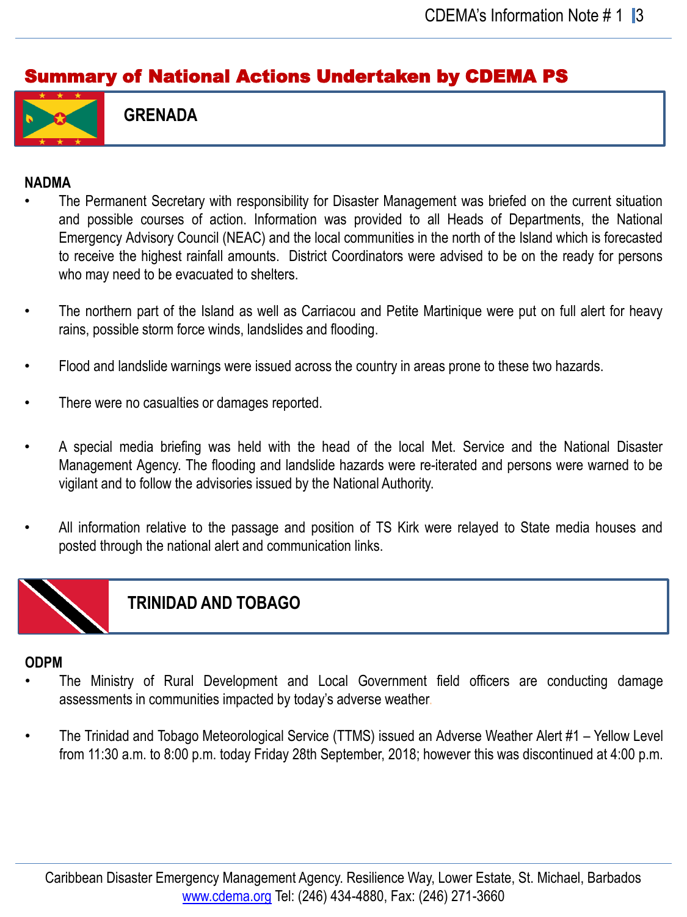# Summary of National Actions Undertaken by CDEMA PS

## GRENADA

**NADMA**

- The Permanent Secretary with responsibility for Disaster Management was briefed on the current situation and possible courses of action. Information was provided to all Heads of Departments, the National Emergency Advisory Council (NEAC) and the local communities in the north of the Island which is forecasted to receive the highest rainfall amounts. District Coordinators were advised to be on the ready for persons who may need to be evacuated to shelters.

- The northern part of the Island as well as Carriacou and Petite Martinique were put on full alert for heavy rains, possible storm force winds, landslides and flooding.

- Flood and landslide warnings were issued across the country in areas prone to these two hazards.

- There were no casualties or damages reported.

- A special media briefing was held with the head of the local Met. Service and the National Disaster Management Agency. The flooding and landslide hazards were re-iterated and persons were warned to be vigilant and to follow the advisories issued by the National Authority.

- All information relative to the passage and position of TS Kirk were relayed to State media houses and posted through the national alert and communication links.

## TRINIDAD AND TOBAGO

**ODPM**

- The Ministry of Rural Development and Local Government field officers are conducting damage assessments in communities impacted by today's adverse weather.

- The Trinidad and Tobago Meteorological Service (TTMS) issued an Adverse Weather Alert #1 – Yellow Level from 11:30 a.m. to 8:00 p.m. today Friday 28th September, 2018; however this was discontinued at 4:00 p.m.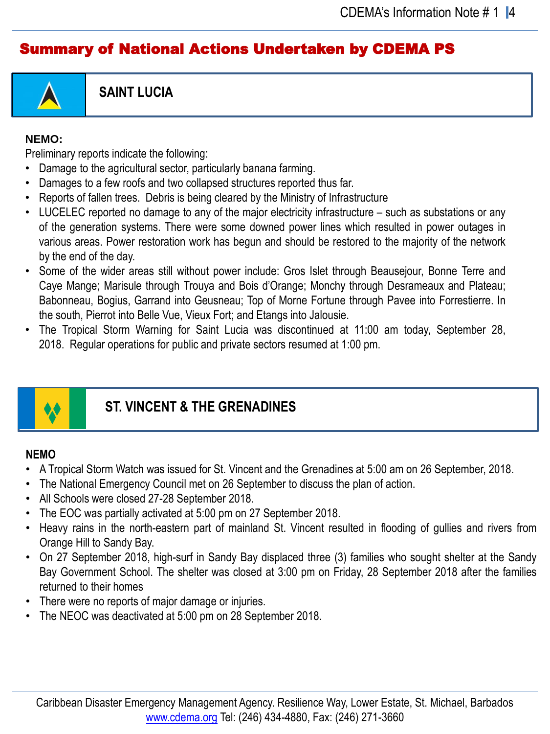## Summary of National Actions Undertaken by CDEMA PS

### SAINT LUCIA

**NEMO:**

Preliminary reports indicate the following:

- Damage to the agricultural sector, particularly banana farming.
- Damages to a few roofs and two collapsed structures reported thus far.
- Reports of fallen trees. Debris is being cleared by the Ministry of Infrastructure
- LUCELEC reported no damage to any of the major electricity infrastructure – such as substations or any of the generation systems. There were some downed power lines which resulted in power outages in various areas. Power restoration work has begun and should be restored to the majority of the network by the end of the day.
- Some of the wider areas still without power include: Gros Islet through Beausejour, Bonne Terre and Caye Mange; Marisule through Trouya and Bois d'Orange; Monchy through Desrameaux and Plateau; Babonneau, Bogius, Garrand into Geusneau; Top of Morne Fortune through Pavee into Forrestierre. In the south, Pierrot into Belle Vue, Vieux Fort; and Etangs into Jalousie.
- The Tropical Storm Warning for Saint Lucia was discontinued at 11:00 am today, September 28, 2018. Regular operations for public and private sectors resumed at 1:00 pm.

### ST. VINCENT & THE GRENADINES

**NEMO**

- A Tropical Storm Watch was issued for St. Vincent and the Grenadines at 5:00 am on 26 September, 2018.
- The National Emergency Council met on 26 September to discuss the plan of action.
- All Schools were closed 27-28 September 2018.
- The EOC was partially activated at 5:00 pm on 27 September 2018.
- Heavy rains in the north-eastern part of mainland St. Vincent resulted in flooding of gullies and rivers from Orange Hill to Sandy Bay.
- On 27 September 2018, high-surf in Sandy Bay displaced three (3) families who sought shelter at the Sandy Bay Government School. The shelter was closed at 3:00 pm on Friday, 28 September 2018 after the families returned to their homes
- There were no reports of major damage or injuries.
- The NEOC was deactivated at 5:00 pm on 28 September 2018.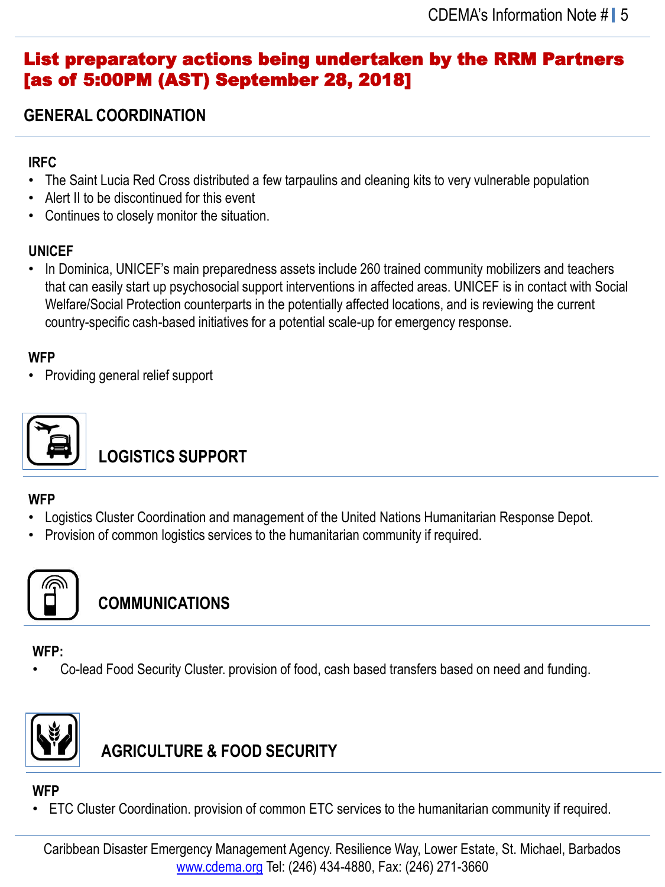## List preparatory actions being undertaken by the RRM Partners [as of 5:00PM (AST) September 28, 2018]

### GENERAL COORDINATION

**IRFC**

- The Saint Lucia Red Cross distributed a few tarpaulins and cleaning kits to very vulnerable population
- Alert II to be discontinued for this event
- Continues to closely monitor the situation.

**UNICEF**

- In Dominica, UNICEF's main preparedness assets include 260 trained community mobilizers and teachers that can easily start up psychosocial support interventions in affected areas. UNICEF is in contact with Social Welfare/Social Protection counterparts in the potentially affected locations, and is reviewing the current country-specific cash-based initiatives for a potential scale-up for emergency response.

**WFP**

- Providing general relief support

### LOGISTICS SUPPORT

**WFP**

- Logistics Cluster Coordination and management of the United Nations Humanitarian Response Depot.
- Provision of common logistics services to the humanitarian community if required.

### COMMUNICATIONS

**WFP:**

- Co-lead Food Security Cluster. provision of food, cash based transfers based on need and funding.

### AGRICULTURE & FOOD SECURITY

**WFP**

- ETC Cluster Coordination. provision of common ETC services to the humanitarian community if required.

Caribbean Disaster Emergency Management Agency. Resilience Way, Lower Estate, St. Michael, Barbados
www.cdema.org Tel: (246) 434-4880, Fax: (246) 271-3660